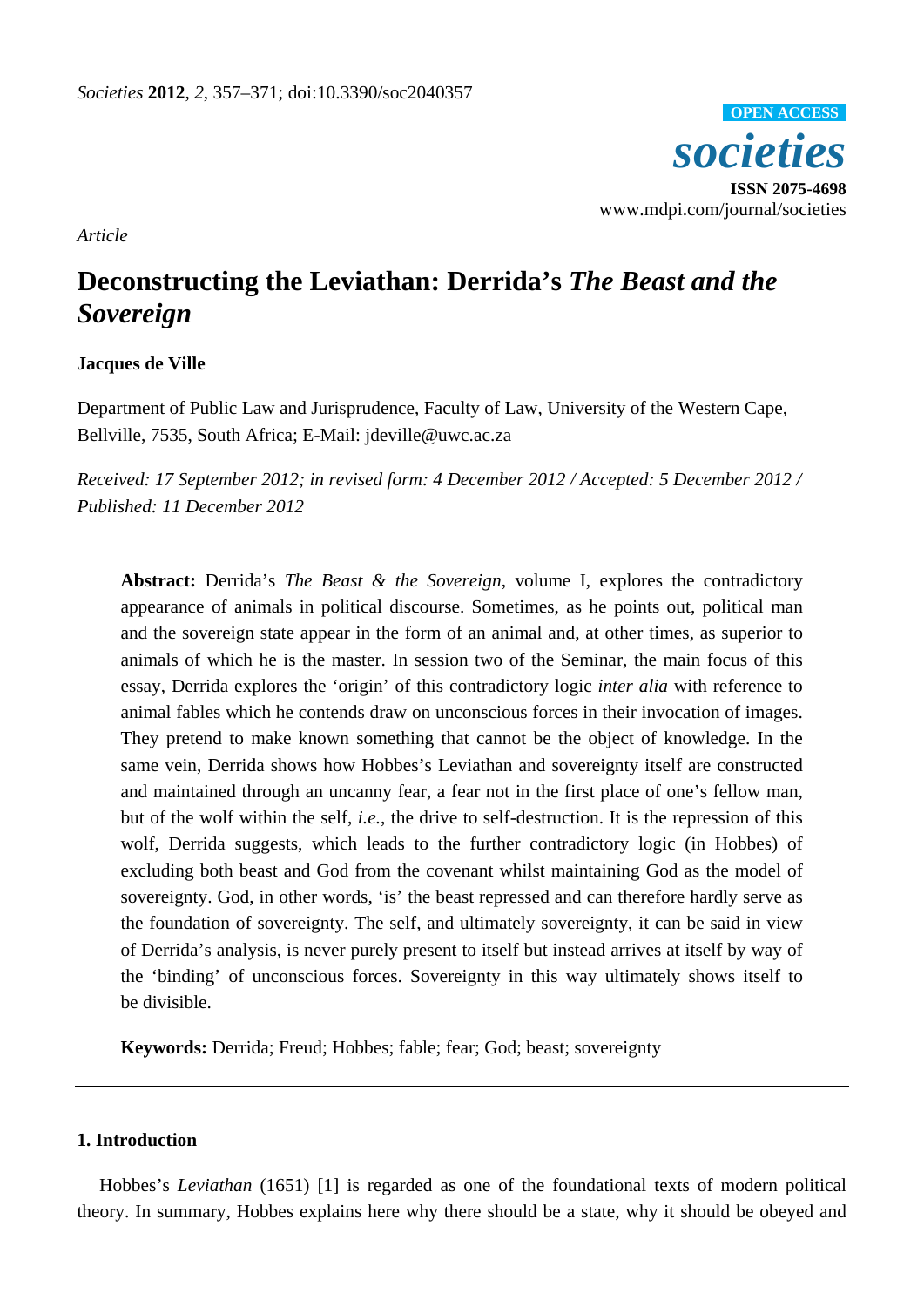*Article*

# Deconstructing the Leviathan: Derrida's *The Beast and the Sovereign*

**Jacques de Ville**

Department of Public Law and Jurisprudence, Faculty of Law, University of the Western Cape, Bellville, 7535, South Africa; E-Mail: jdeville@uwc.ac.za

*Received: 17 September 2012; in revised form: 4 December 2012 / Accepted: 5 December 2012 / Published: 11 December 2012*

---

**Abstract:** Derrida's *The Beast & the Sovereign*, volume I, explores the contradictory appearance of animals in political discourse. Sometimes, as he points out, political man and the sovereign state appear in the form of an animal and, at other times, as superior to animals of which he is the master. In session two of the Seminar, the main focus of this essay, Derrida explores the 'origin' of this contradictory logic *inter alia* with reference to animal fables which he contends draw on unconscious forces in their invocation of images. They pretend to make known something that cannot be the object of knowledge. In the same vein, Derrida shows how Hobbes's Leviathan and sovereignty itself are constructed and maintained through an uncanny fear, a fear not in the first place of one's fellow man, but of the wolf within the self, *i.e.*, the drive to self-destruction. It is the repression of this wolf, Derrida suggests, which leads to the further contradictory logic (in Hobbes) of excluding both beast and God from the covenant whilst maintaining God as the model of sovereignty. God, in other words, 'is' the beast repressed and can therefore hardly serve as the foundation of sovereignty. The self, and ultimately sovereignty, it can be said in view of Derrida's analysis, is never purely present to itself but instead arrives at itself by way of the 'binding' of unconscious forces. Sovereignty in this way ultimately shows itself to be divisible.

**Keywords:** Derrida; Freud; Hobbes; fable; fear; God; beast; sovereignty

---

## 1. Introduction

Hobbes's *Leviathan* (1651) [1] is regarded as one of the foundational texts of modern political theory. In summary, Hobbes explains here why there should be a state, why it should be obeyed and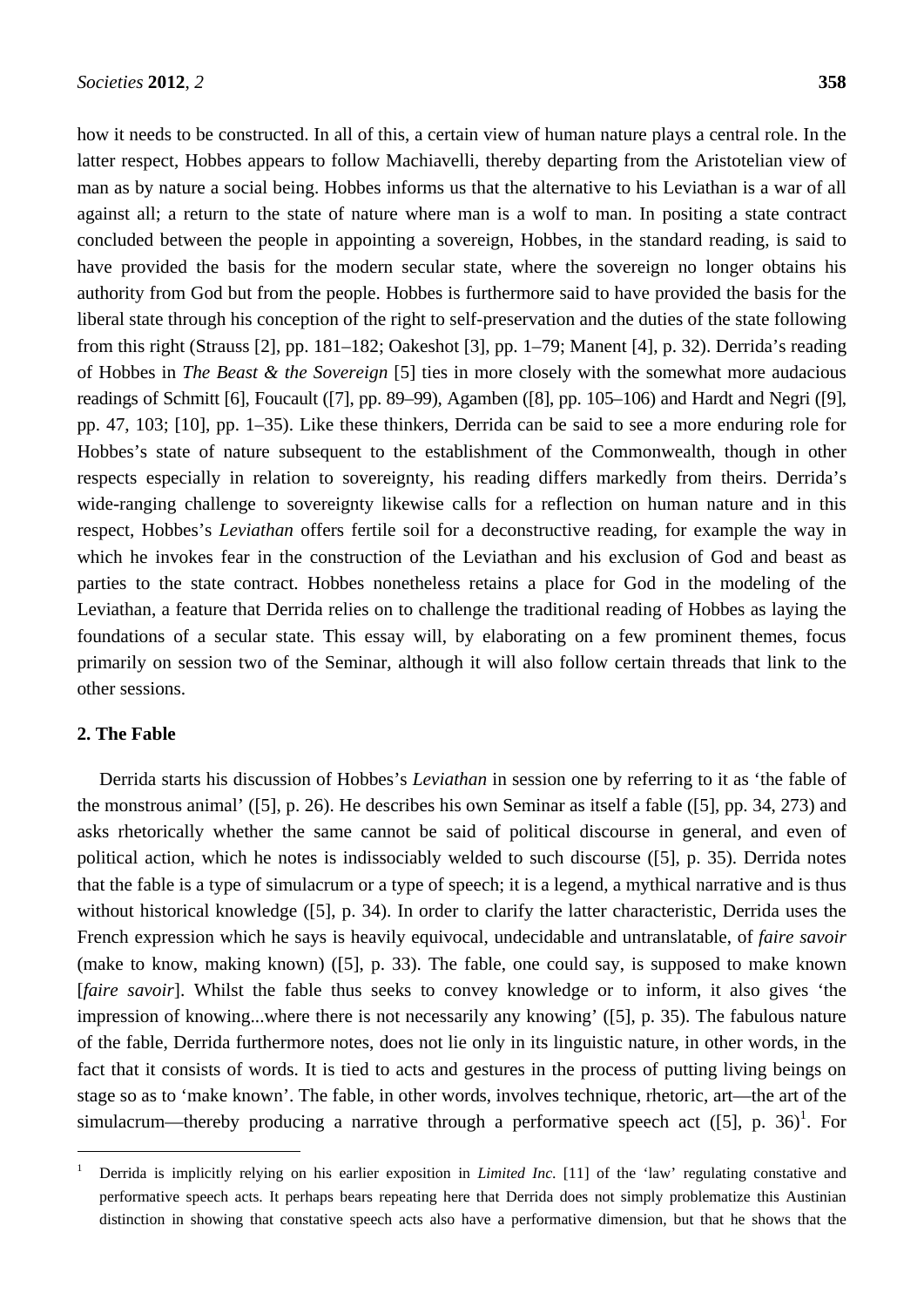how it needs to be constructed. In all of this, a certain view of human nature plays a central role. In the latter respect, Hobbes appears to follow Machiavelli, thereby departing from the Aristotelian view of man as by nature a social being. Hobbes informs us that the alternative to his Leviathan is a war of all against all; a return to the state of nature where man is a wolf to man. In positing a state contract concluded between the people in appointing a sovereign, Hobbes, in the standard reading, is said to have provided the basis for the modern secular state, where the sovereign no longer obtains his authority from God but from the people. Hobbes is furthermore said to have provided the basis for the liberal state through his conception of the right to self-preservation and the duties of the state following from this right (Strauss [2], pp. 181–182; Oakeshot [3], pp. 1–79; Manent [4], p. 32). Derrida's reading of Hobbes in *The Beast & the Sovereign* [5] ties in more closely with the somewhat more audacious readings of Schmitt [6], Foucault ([7], pp. 89–99), Agamben ([8], pp. 105–106) and Hardt and Negri ([9], pp. 47, 103; [10], pp. 1–35). Like these thinkers, Derrida can be said to see a more enduring role for Hobbes's state of nature subsequent to the establishment of the Commonwealth, though in other respects especially in relation to sovereignty, his reading differs markedly from theirs. Derrida's wide-ranging challenge to sovereignty likewise calls for a reflection on human nature and in this respect, Hobbes's *Leviathan* offers fertile soil for a deconstructive reading, for example the way in which he invokes fear in the construction of the Leviathan and his exclusion of God and beast as parties to the state contract. Hobbes nonetheless retains a place for God in the modeling of the Leviathan, a feature that Derrida relies on to challenge the traditional reading of Hobbes as laying the foundations of a secular state. This essay will, by elaborating on a few prominent themes, focus primarily on session two of the Seminar, although it will also follow certain threads that link to the other sessions.

## 2. The Fable

Derrida starts his discussion of Hobbes's *Leviathan* in session one by referring to it as 'the fable of the monstrous animal' ([5], p. 26). He describes his own Seminar as itself a fable ([5], pp. 34, 273) and asks rhetorically whether the same cannot be said of political discourse in general, and even of political action, which he notes is indissociably welded to such discourse ([5], p. 35). Derrida notes that the fable is a type of simulacrum or a type of speech; it is a legend, a mythical narrative and is thus without historical knowledge ([5], p. 34). In order to clarify the latter characteristic, Derrida uses the French expression which he says is heavily equivocal, undecidable and untranslatable, of *faire savoir* (make to know, making known) ([5], p. 33). The fable, one could say, is supposed to make known [*faire savoir*]. Whilst the fable thus seeks to convey knowledge or to inform, it also gives 'the impression of knowing...where there is not necessarily any knowing' ([5], p. 35). The fabulous nature of the fable, Derrida furthermore notes, does not lie only in its linguistic nature, in other words, in the fact that it consists of words. It is tied to acts and gestures in the process of putting living beings on stage so as to 'make known'. The fable, in other words, involves technique, rhetoric, art—the art of the simulacrum—thereby producing a narrative through a performative speech act ([5], p. 36)[1]. For

[1] Derrida is implicitly relying on his earlier exposition in *Limited Inc.* [11] of the 'law' regulating constative and performative speech acts. It perhaps bears repeating here that Derrida does not simply problematize this Austinian distinction in showing that constative speech acts also have a performative dimension, but that he shows that the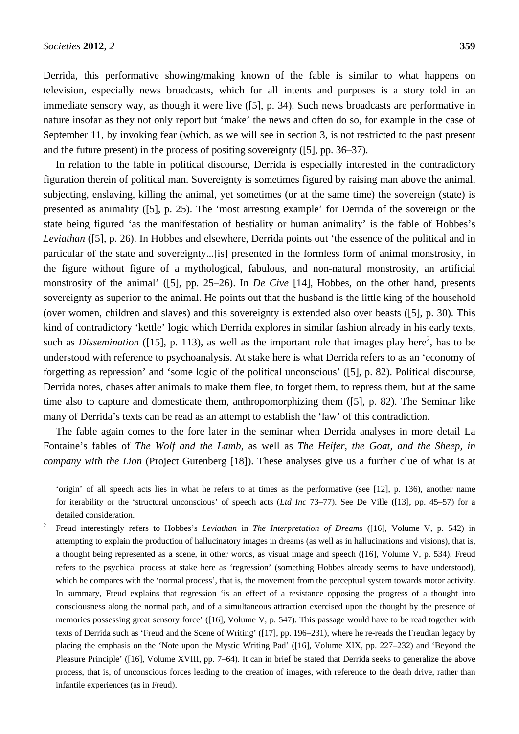Derrida, this performative showing/making known of the fable is similar to what happens on television, especially news broadcasts, which for all intents and purposes is a story told in an immediate sensory way, as though it were live ([5], p. 34). Such news broadcasts are performative in nature insofar as they not only report but 'make' the news and often do so, for example in the case of September 11, by invoking fear (which, as we will see in section 3, is not restricted to the past present and the future present) in the process of positing sovereignty ([5], pp. 36–37).

In relation to the fable in political discourse, Derrida is especially interested in the contradictory figuration therein of political man. Sovereignty is sometimes figured by raising man above the animal, subjecting, enslaving, killing the animal, yet sometimes (or at the same time) the sovereign (state) is presented as animality ([5], p. 25). The 'most arresting example' for Derrida of the sovereign or the state being figured 'as the manifestation of bestiality or human animality' is the fable of Hobbes's *Leviathan* ([5], p. 26). In Hobbes and elsewhere, Derrida points out 'the essence of the political and in particular of the state and sovereignty...[is] presented in the formless form of animal monstrosity, in the figure without figure of a mythological, fabulous, and non-natural monstrosity, an artificial monstrosity of the animal' ([5], pp. 25–26). In *De Cive* [14], Hobbes, on the other hand, presents sovereignty as superior to the animal. He points out that the husband is the little king of the household (over women, children and slaves) and this sovereignty is extended also over beasts ([5], p. 30). This kind of contradictory 'kettle' logic which Derrida explores in similar fashion already in his early texts, such as *Dissemination* ([15], p. 113), as well as the important role that images play here[2], has to be understood with reference to psychoanalysis. At stake here is what Derrida refers to as an 'economy of forgetting as repression' and 'some logic of the political unconscious' ([5], p. 82). Political discourse, Derrida notes, chases after animals to make them flee, to forget them, to repress them, but at the same time also to capture and domesticate them, anthropomorphizing them ([5], p. 82). The Seminar like many of Derrida's texts can be read as an attempt to establish the 'law' of this contradiction.

The fable again comes to the fore later in the seminar when Derrida analyses in more detail La Fontaine's fables of *The Wolf and the Lamb*, as well as *The Heifer, the Goat, and the Sheep, in company with the Lion* (Project Gutenberg [18]). These analyses give us a further clue of what is at

---

'origin' of all speech acts lies in what he refers to at times as the performative (see [12], p. 136), another name for iterability or the 'structural unconscious' of speech acts (*Ltd Inc* 73–77). See De Ville ([13], pp. 45–57) for a detailed consideration.

2 Freud interestingly refers to Hobbes's *Leviathan* in *The Interpretation of Dreams* ([16], Volume V, p. 542) in attempting to explain the production of hallucinatory images in dreams (as well as in hallucinations and visions), that is, a thought being represented as a scene, in other words, as visual image and speech ([16], Volume V, p. 534). Freud refers to the psychical process at stake here as 'regression' (something Hobbes already seems to have understood), which he compares with the 'normal process', that is, the movement from the perceptual system towards motor activity. In summary, Freud explains that regression 'is an effect of a resistance opposing the progress of a thought into consciousness along the normal path, and of a simultaneous attraction exercised upon the thought by the presence of memories possessing great sensory force' ([16], Volume V, p. 547). This passage would have to be read together with texts of Derrida such as 'Freud and the Scene of Writing' ([17], pp. 196–231), where he re-reads the Freudian legacy by placing the emphasis on the 'Note upon the Mystic Writing Pad' ([16], Volume XIX, pp. 227–232) and 'Beyond the Pleasure Principle' ([16], Volume XVIII, pp. 7–64). It can in brief be stated that Derrida seeks to generalize the above process, that is, of unconscious forces leading to the creation of images, with reference to the death drive, rather than infantile experiences (as in Freud).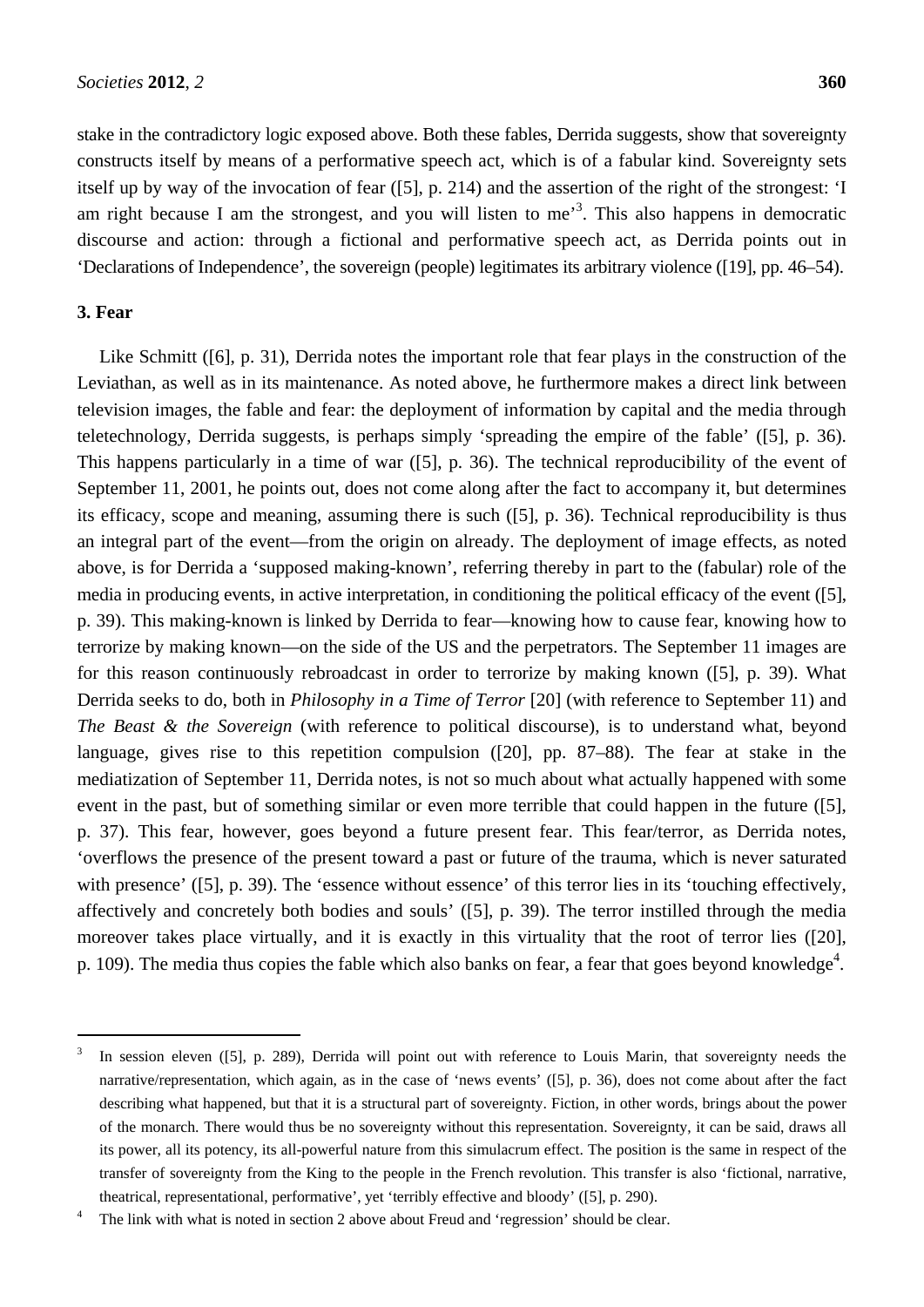stake in the contradictory logic exposed above. Both these fables, Derrida suggests, show that sovereignty constructs itself by means of a performative speech act, which is of a fabular kind. Sovereignty sets itself up by way of the invocation of fear ([5], p. 214) and the assertion of the right of the strongest: 'I am right because I am the strongest, and you will listen to me'[3]. This also happens in democratic discourse and action: through a fictional and performative speech act, as Derrida points out in 'Declarations of Independence', the sovereign (people) legitimates its arbitrary violence ([19], pp. 46–54).

## 3. Fear

Like Schmitt ([6], p. 31), Derrida notes the important role that fear plays in the construction of the Leviathan, as well as in its maintenance. As noted above, he furthermore makes a direct link between television images, the fable and fear: the deployment of information by capital and the media through teletechnology, Derrida suggests, is perhaps simply 'spreading the empire of the fable' ([5], p. 36). This happens particularly in a time of war ([5], p. 36). The technical reproducibility of the event of September 11, 2001, he points out, does not come along after the fact to accompany it, but determines its efficacy, scope and meaning, assuming there is such ([5], p. 36). Technical reproducibility is thus an integral part of the event—from the origin on already. The deployment of image effects, as noted above, is for Derrida a 'supposed making-known', referring thereby in part to the (fabular) role of the media in producing events, in active interpretation, in conditioning the political efficacy of the event ([5], p. 39). This making-known is linked by Derrida to fear—knowing how to cause fear, knowing how to terrorize by making known—on the side of the US and the perpetrators. The September 11 images are for this reason continuously rebroadcast in order to terrorize by making known ([5], p. 39). What Derrida seeks to do, both in *Philosophy in a Time of Terror* [20] (with reference to September 11) and *The Beast & the Sovereign* (with reference to political discourse), is to understand what, beyond language, gives rise to this repetition compulsion ([20], pp. 87–88). The fear at stake in the mediatization of September 11, Derrida notes, is not so much about what actually happened with some event in the past, but of something similar or even more terrible that could happen in the future ([5], p. 37). This fear, however, goes beyond a future present fear. This fear/terror, as Derrida notes, 'overflows the presence of the present toward a past or future of the trauma, which is never saturated with presence' ([5], p. 39). The 'essence without essence' of this terror lies in its 'touching effectively, affectively and concretely both bodies and souls' ([5], p. 39). The terror instilled through the media moreover takes place virtually, and it is exactly in this virtuality that the root of terror lies ([20], p. 109). The media thus copies the fable which also banks on fear, a fear that goes beyond knowledge[4].

---

[3] In session eleven ([5], p. 289), Derrida will point out with reference to Louis Marin, that sovereignty needs the narrative/representation, which again, as in the case of 'news events' ([5], p. 36), does not come about after the fact describing what happened, but that it is a structural part of sovereignty. Fiction, in other words, brings about the power of the monarch. There would thus be no sovereignty without this representation. Sovereignty, it can be said, draws all its power, all its potency, its all-powerful nature from this simulacrum effect. The position is the same in respect of the transfer of sovereignty from the King to the people in the French revolution. This transfer is also 'fictional, narrative, theatrical, representational, performative', yet 'terribly effective and bloody' ([5], p. 290).

[4] The link with what is noted in section 2 above about Freud and 'regression' should be clear.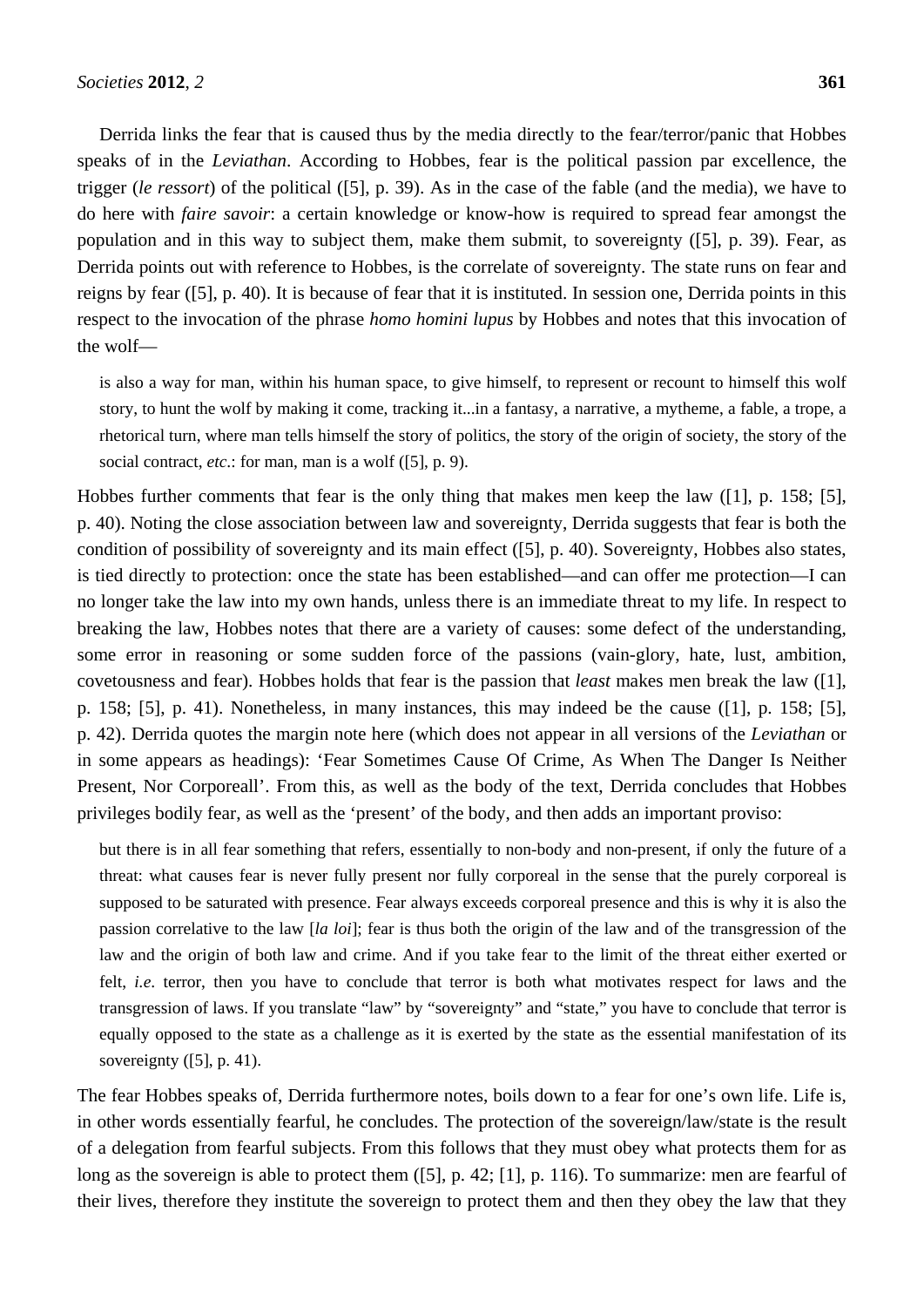Derrida links the fear that is caused thus by the media directly to the fear/terror/panic that Hobbes speaks of in the *Leviathan*. According to Hobbes, fear is the political passion par excellence, the trigger (*le ressort*) of the political ([5], p. 39). As in the case of the fable (and the media), we have to do here with *faire savoir*: a certain knowledge or know-how is required to spread fear amongst the population and in this way to subject them, make them submit, to sovereignty ([5], p. 39). Fear, as Derrida points out with reference to Hobbes, is the correlate of sovereignty. The state runs on fear and reigns by fear ([5], p. 40). It is because of fear that it is instituted. In session one, Derrida points in this respect to the invocation of the phrase *homo homini lupus* by Hobbes and notes that this invocation of the wolf—

> is also a way for man, within his human space, to give himself, to represent or recount to himself this wolf story, to hunt the wolf by making it come, tracking it...in a fantasy, a narrative, a mytheme, a fable, a trope, a rhetorical turn, where man tells himself the story of politics, the story of the origin of society, the story of the social contract, *etc*.: for man, man is a wolf ([5], p. 9).

Hobbes further comments that fear is the only thing that makes men keep the law ([1], p. 158; [5], p. 40). Noting the close association between law and sovereignty, Derrida suggests that fear is both the condition of possibility of sovereignty and its main effect ([5], p. 40). Sovereignty, Hobbes also states, is tied directly to protection: once the state has been established—and can offer me protection—I can no longer take the law into my own hands, unless there is an immediate threat to my life. In respect to breaking the law, Hobbes notes that there are a variety of causes: some defect of the understanding, some error in reasoning or some sudden force of the passions (vain-glory, hate, lust, ambition, covetousness and fear). Hobbes holds that fear is the passion that *least* makes men break the law ([1], p. 158; [5], p. 41). Nonetheless, in many instances, this may indeed be the cause ([1], p. 158; [5], p. 42). Derrida quotes the margin note here (which does not appear in all versions of the *Leviathan* or in some appears as headings): 'Fear Sometimes Cause Of Crime, As When The Danger Is Neither Present, Nor Corporeall'. From this, as well as the body of the text, Derrida concludes that Hobbes privileges bodily fear, as well as the 'present' of the body, and then adds an important proviso:

> but there is in all fear something that refers, essentially to non-body and non-present, if only the future of a threat: what causes fear is never fully present nor fully corporeal in the sense that the purely corporeal is supposed to be saturated with presence. Fear always exceeds corporeal presence and this is why it is also the passion correlative to the law [*la loi*]; fear is thus both the origin of the law and of the transgression of the law and the origin of both law and crime. And if you take fear to the limit of the threat either exerted or felt, *i.e*. terror, then you have to conclude that terror is both what motivates respect for laws and the transgression of laws. If you translate "law" by "sovereignty" and "state," you have to conclude that terror is equally opposed to the state as a challenge as it is exerted by the state as the essential manifestation of its sovereignty ([5], p. 41).

The fear Hobbes speaks of, Derrida furthermore notes, boils down to a fear for one's own life. Life is, in other words essentially fearful, he concludes. The protection of the sovereign/law/state is the result of a delegation from fearful subjects. From this follows that they must obey what protects them for as long as the sovereign is able to protect them ([5], p. 42; [1], p. 116). To summarize: men are fearful of their lives, therefore they institute the sovereign to protect them and then they obey the law that they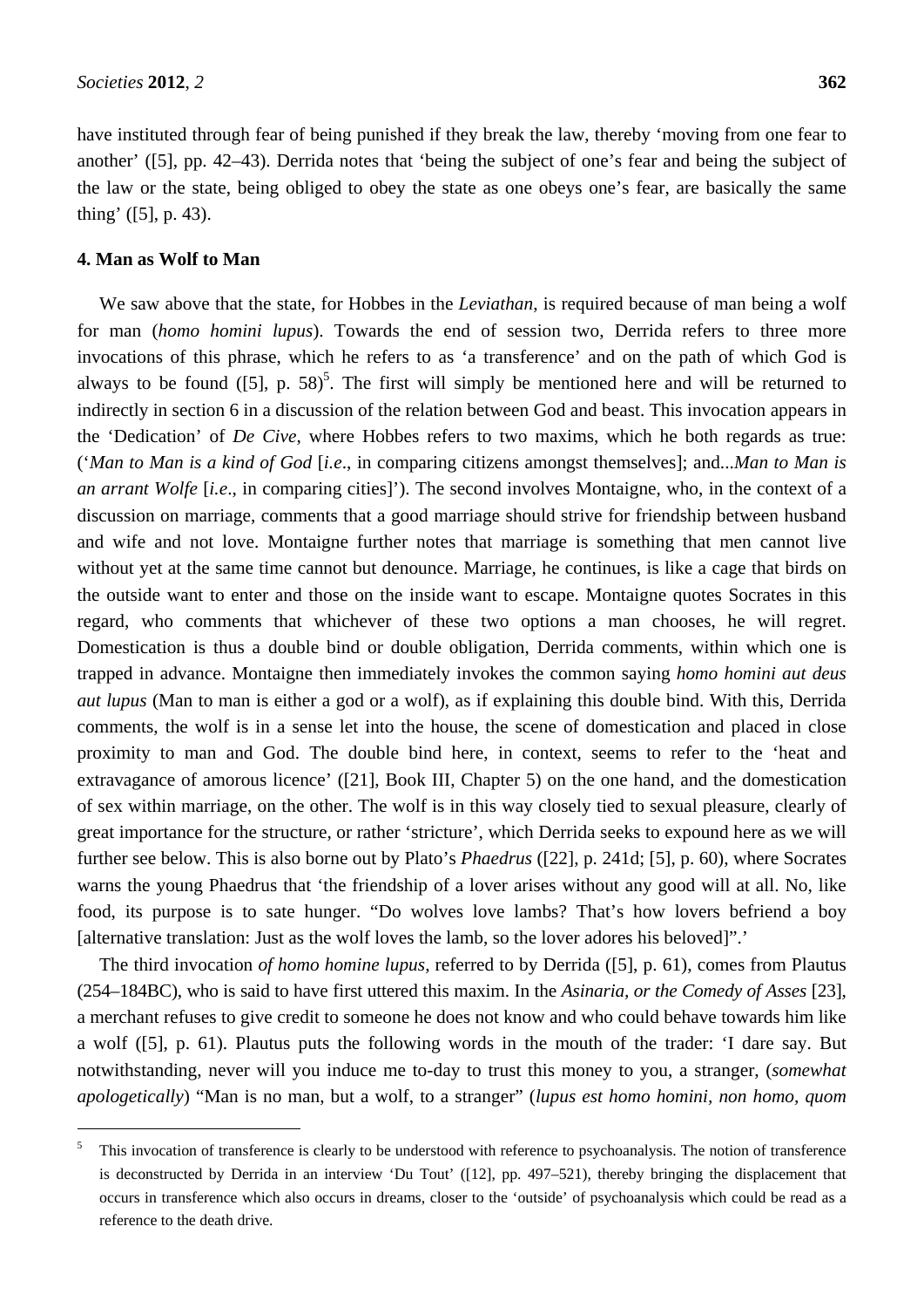have instituted through fear of being punished if they break the law, thereby 'moving from one fear to another' ([5], pp. 42–43). Derrida notes that 'being the subject of one's fear and being the subject of the law or the state, being obliged to obey the state as one obeys one's fear, are basically the same thing' ([5], p. 43).

## 4. Man as Wolf to Man

We saw above that the state, for Hobbes in the *Leviathan*, is required because of man being a wolf for man (*homo homini lupus*). Towards the end of session two, Derrida refers to three more invocations of this phrase, which he refers to as 'a transference' and on the path of which God is always to be found ([5], p. 58)[5]. The first will simply be mentioned here and will be returned to indirectly in section 6 in a discussion of the relation between God and beast. This invocation appears in the 'Dedication' of *De Cive*, where Hobbes refers to two maxims, which he both regards as true: ('*Man to Man is a kind of God* [*i.e*., in comparing citizens amongst themselves]; and...*Man to Man is an arrant Wolfe* [*i.e*., in comparing cities]'). The second involves Montaigne, who, in the context of a discussion on marriage, comments that a good marriage should strive for friendship between husband and wife and not love. Montaigne further notes that marriage is something that men cannot live without yet at the same time cannot but denounce. Marriage, he continues, is like a cage that birds on the outside want to enter and those on the inside want to escape. Montaigne quotes Socrates in this regard, who comments that whichever of these two options a man chooses, he will regret. Domestication is thus a double bind or double obligation, Derrida comments, within which one is trapped in advance. Montaigne then immediately invokes the common saying *homo homini aut deus aut lupus* (Man to man is either a god or a wolf), as if explaining this double bind. With this, Derrida comments, the wolf is in a sense let into the house, the scene of domestication and placed in close proximity to man and God. The double bind here, in context, seems to refer to the 'heat and extravagance of amorous licence' ([21], Book III, Chapter 5) on the one hand, and the domestication of sex within marriage, on the other. The wolf is in this way closely tied to sexual pleasure, clearly of great importance for the structure, or rather 'stricture', which Derrida seeks to expound here as we will further see below. This is also borne out by Plato's *Phaedrus* ([22], p. 241d; [5], p. 60), where Socrates warns the young Phaedrus that 'the friendship of a lover arises without any good will at all. No, like food, its purpose is to sate hunger. "Do wolves love lambs? That's how lovers befriend a boy [alternative translation: Just as the wolf loves the lamb, so the lover adores his beloved]".'

The third invocation *of homo homine lupus*, referred to by Derrida ([5], p. 61), comes from Plautus (254–184BC), who is said to have first uttered this maxim. In the *Asinaria, or the Comedy of Asses* [23], a merchant refuses to give credit to someone he does not know and who could behave towards him like a wolf ([5], p. 61). Plautus puts the following words in the mouth of the trader: 'I dare say. But notwithstanding, never will you induce me to-day to trust this money to you, a stranger, (*somewhat apologetically*) "Man is no man, but a wolf, to a stranger" (*lupus est homo homini, non homo, quom*

---

[5] This invocation of transference is clearly to be understood with reference to psychoanalysis. The notion of transference is deconstructed by Derrida in an interview 'Du Tout' ([12], pp. 497–521), thereby bringing the displacement that occurs in transference which also occurs in dreams, closer to the 'outside' of psychoanalysis which could be read as a reference to the death drive.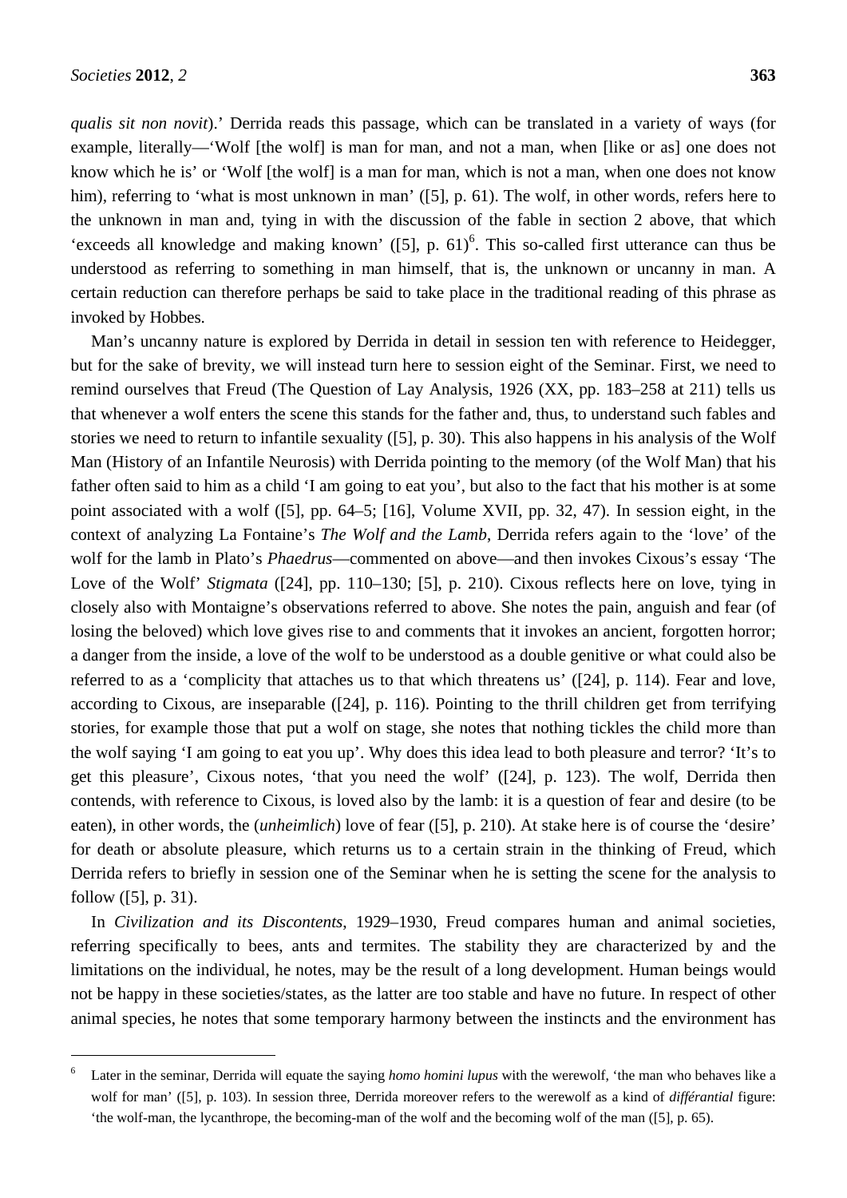*qualis sit non novit*).' Derrida reads this passage, which can be translated in a variety of ways (for example, literally—'Wolf [the wolf] is man for man, and not a man, when [like or as] one does not know which he is' or 'Wolf [the wolf] is a man for man, which is not a man, when one does not know him), referring to 'what is most unknown in man' ([5], p. 61). The wolf, in other words, refers here to the unknown in man and, tying in with the discussion of the fable in section 2 above, that which 'exceeds all knowledge and making known' ([5], p. 61)[6]. This so-called first utterance can thus be understood as referring to something in man himself, that is, the unknown or uncanny in man. A certain reduction can therefore perhaps be said to take place in the traditional reading of this phrase as invoked by Hobbes.

Man's uncanny nature is explored by Derrida in detail in session ten with reference to Heidegger, but for the sake of brevity, we will instead turn here to session eight of the Seminar. First, we need to remind ourselves that Freud (The Question of Lay Analysis, 1926 (XX, pp. 183–258 at 211) tells us that whenever a wolf enters the scene this stands for the father and, thus, to understand such fables and stories we need to return to infantile sexuality ([5], p. 30). This also happens in his analysis of the Wolf Man (History of an Infantile Neurosis) with Derrida pointing to the memory (of the Wolf Man) that his father often said to him as a child 'I am going to eat you', but also to the fact that his mother is at some point associated with a wolf ([5], pp. 64–5; [16], Volume XVII, pp. 32, 47). In session eight, in the context of analyzing La Fontaine's *The Wolf and the Lamb*, Derrida refers again to the 'love' of the wolf for the lamb in Plato's *Phaedrus*—commented on above—and then invokes Cixous's essay 'The Love of the Wolf' *Stigmata* ([24], pp. 110–130; [5], p. 210). Cixous reflects here on love, tying in closely also with Montaigne's observations referred to above. She notes the pain, anguish and fear (of losing the beloved) which love gives rise to and comments that it invokes an ancient, forgotten horror; a danger from the inside, a love of the wolf to be understood as a double genitive or what could also be referred to as a 'complicity that attaches us to that which threatens us' ([24], p. 114). Fear and love, according to Cixous, are inseparable ([24], p. 116). Pointing to the thrill children get from terrifying stories, for example those that put a wolf on stage, she notes that nothing tickles the child more than the wolf saying 'I am going to eat you up'. Why does this idea lead to both pleasure and terror? 'It's to get this pleasure', Cixous notes, 'that you need the wolf' ([24], p. 123). The wolf, Derrida then contends, with reference to Cixous, is loved also by the lamb: it is a question of fear and desire (to be eaten), in other words, the (*unheimlich*) love of fear ([5], p. 210). At stake here is of course the 'desire' for death or absolute pleasure, which returns us to a certain strain in the thinking of Freud, which Derrida refers to briefly in session one of the Seminar when he is setting the scene for the analysis to follow ([5], p. 31).

In *Civilization and its Discontents*, 1929–1930, Freud compares human and animal societies, referring specifically to bees, ants and termites. The stability they are characterized by and the limitations on the individual, he notes, may be the result of a long development. Human beings would not be happy in these societies/states, as the latter are too stable and have no future. In respect of other animal species, he notes that some temporary harmony between the instincts and the environment has

---

[6] Later in the seminar, Derrida will equate the saying *homo homini lupus* with the werewolf, 'the man who behaves like a wolf for man' ([5], p. 103). In session three, Derrida moreover refers to the werewolf as a kind of *différantial* figure: 'the wolf-man, the lycanthrope, the becoming-man of the wolf and the becoming wolf of the man ([5], p. 65).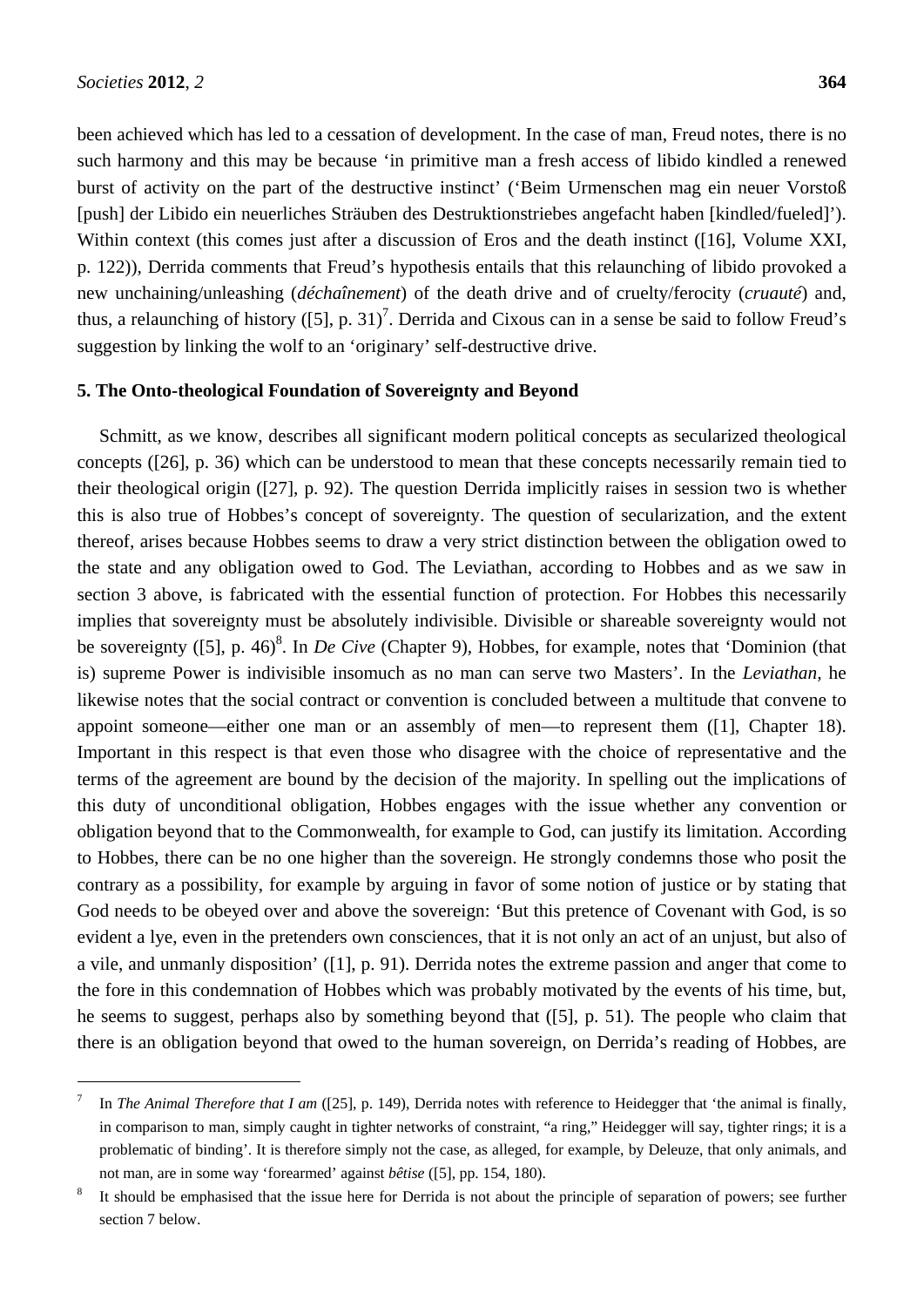been achieved which has led to a cessation of development. In the case of man, Freud notes, there is no such harmony and this may be because 'in primitive man a fresh access of libido kindled a renewed burst of activity on the part of the destructive instinct' ('Beim Urmenschen mag ein neuer Vorstoß [push] der Libido ein neuerliches Sträuben des Destruktionstriebes angefacht haben [kindled/fueled]'). Within context (this comes just after a discussion of Eros and the death instinct ([16], Volume XXI, p. 122)), Derrida comments that Freud's hypothesis entails that this relaunching of libido provoked a new unchaining/unleashing (*déchaînement*) of the death drive and of cruelty/ferocity (*cruauté*) and, thus, a relaunching of history ([5], p. 31)[7]. Derrida and Cixous can in a sense be said to follow Freud's suggestion by linking the wolf to an 'originary' self-destructive drive.

## 5. The Onto-theological Foundation of Sovereignty and Beyond

Schmitt, as we know, describes all significant modern political concepts as secularized theological concepts ([26], p. 36) which can be understood to mean that these concepts necessarily remain tied to their theological origin ([27], p. 92). The question Derrida implicitly raises in session two is whether this is also true of Hobbes's concept of sovereignty. The question of secularization, and the extent thereof, arises because Hobbes seems to draw a very strict distinction between the obligation owed to the state and any obligation owed to God. The Leviathan, according to Hobbes and as we saw in section 3 above, is fabricated with the essential function of protection. For Hobbes this necessarily implies that sovereignty must be absolutely indivisible. Divisible or shareable sovereignty would not be sovereignty ([5], p. 46)[8]. In *De Cive* (Chapter 9), Hobbes, for example, notes that 'Dominion (that is) supreme Power is indivisible insomuch as no man can serve two Masters'. In the *Leviathan*, he likewise notes that the social contract or convention is concluded between a multitude that convene to appoint someone—either one man or an assembly of men—to represent them ([1], Chapter 18). Important in this respect is that even those who disagree with the choice of representative and the terms of the agreement are bound by the decision of the majority. In spelling out the implications of this duty of unconditional obligation, Hobbes engages with the issue whether any convention or obligation beyond that to the Commonwealth, for example to God, can justify its limitation. According to Hobbes, there can be no one higher than the sovereign. He strongly condemns those who posit the contrary as a possibility, for example by arguing in favor of some notion of justice or by stating that God needs to be obeyed over and above the sovereign: 'But this pretence of Covenant with God, is so evident a lye, even in the pretenders own consciences, that it is not only an act of an unjust, but also of a vile, and unmanly disposition' ([1], p. 91). Derrida notes the extreme passion and anger that come to the fore in this condemnation of Hobbes which was probably motivated by the events of his time, but, he seems to suggest, perhaps also by something beyond that ([5], p. 51). The people who claim that there is an obligation beyond that owed to the human sovereign, on Derrida's reading of Hobbes, are

---

[7] In *The Animal Therefore that I am* ([25], p. 149), Derrida notes with reference to Heidegger that 'the animal is finally, in comparison to man, simply caught in tighter networks of constraint, "a ring," Heidegger will say, tighter rings; it is a problematic of binding'. It is therefore simply not the case, as alleged, for example, by Deleuze, that only animals, and not man, are in some way 'forearmed' against *bêtise* ([5], pp. 154, 180).

[8] It should be emphasised that the issue here for Derrida is not about the principle of separation of powers; see further section 7 below.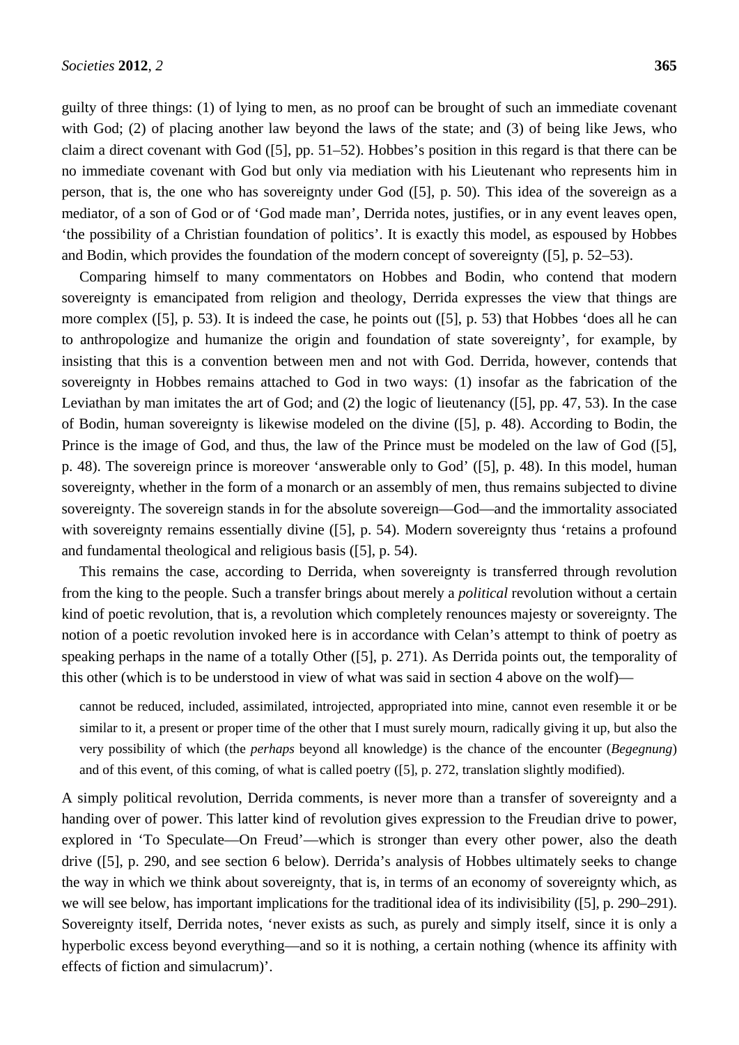guilty of three things: (1) of lying to men, as no proof can be brought of such an immediate covenant with God; (2) of placing another law beyond the laws of the state; and (3) of being like Jews, who claim a direct covenant with God ([5], pp. 51–52). Hobbes's position in this regard is that there can be no immediate covenant with God but only via mediation with his Lieutenant who represents him in person, that is, the one who has sovereignty under God ([5], p. 50). This idea of the sovereign as a mediator, of a son of God or of 'God made man', Derrida notes, justifies, or in any event leaves open, 'the possibility of a Christian foundation of politics'. It is exactly this model, as espoused by Hobbes and Bodin, which provides the foundation of the modern concept of sovereignty ([5], p. 52–53).

Comparing himself to many commentators on Hobbes and Bodin, who contend that modern sovereignty is emancipated from religion and theology, Derrida expresses the view that things are more complex ([5], p. 53). It is indeed the case, he points out ([5], p. 53) that Hobbes 'does all he can to anthropologize and humanize the origin and foundation of state sovereignty', for example, by insisting that this is a convention between men and not with God. Derrida, however, contends that sovereignty in Hobbes remains attached to God in two ways: (1) insofar as the fabrication of the Leviathan by man imitates the art of God; and (2) the logic of lieutenancy ([5], pp. 47, 53). In the case of Bodin, human sovereignty is likewise modeled on the divine ([5], p. 48). According to Bodin, the Prince is the image of God, and thus, the law of the Prince must be modeled on the law of God ([5], p. 48). The sovereign prince is moreover 'answerable only to God' ([5], p. 48). In this model, human sovereignty, whether in the form of a monarch or an assembly of men, thus remains subjected to divine sovereignty. The sovereign stands in for the absolute sovereign—God—and the immortality associated with sovereignty remains essentially divine ([5], p. 54). Modern sovereignty thus 'retains a profound and fundamental theological and religious basis ([5], p. 54).

This remains the case, according to Derrida, when sovereignty is transferred through revolution from the king to the people. Such a transfer brings about merely a *political* revolution without a certain kind of poetic revolution, that is, a revolution which completely renounces majesty or sovereignty. The notion of a poetic revolution invoked here is in accordance with Celan's attempt to think of poetry as speaking perhaps in the name of a totally Other ([5], p. 271). As Derrida points out, the temporality of this other (which is to be understood in view of what was said in section 4 above on the wolf)—

> cannot be reduced, included, assimilated, introjected, appropriated into mine, cannot even resemble it or be similar to it, a present or proper time of the other that I must surely mourn, radically giving it up, but also the very possibility of which (the *perhaps* beyond all knowledge) is the chance of the encounter (*Begegnung*) and of this event, of this coming, of what is called poetry ([5], p. 272, translation slightly modified).

A simply political revolution, Derrida comments, is never more than a transfer of sovereignty and a handing over of power. This latter kind of revolution gives expression to the Freudian drive to power, explored in 'To Speculate—On Freud'—which is stronger than every other power, also the death drive ([5], p. 290, and see section 6 below). Derrida's analysis of Hobbes ultimately seeks to change the way in which we think about sovereignty, that is, in terms of an economy of sovereignty which, as we will see below, has important implications for the traditional idea of its indivisibility ([5], p. 290–291). Sovereignty itself, Derrida notes, 'never exists as such, as purely and simply itself, since it is only a hyperbolic excess beyond everything—and so it is nothing, a certain nothing (whence its affinity with effects of fiction and simulacrum)'.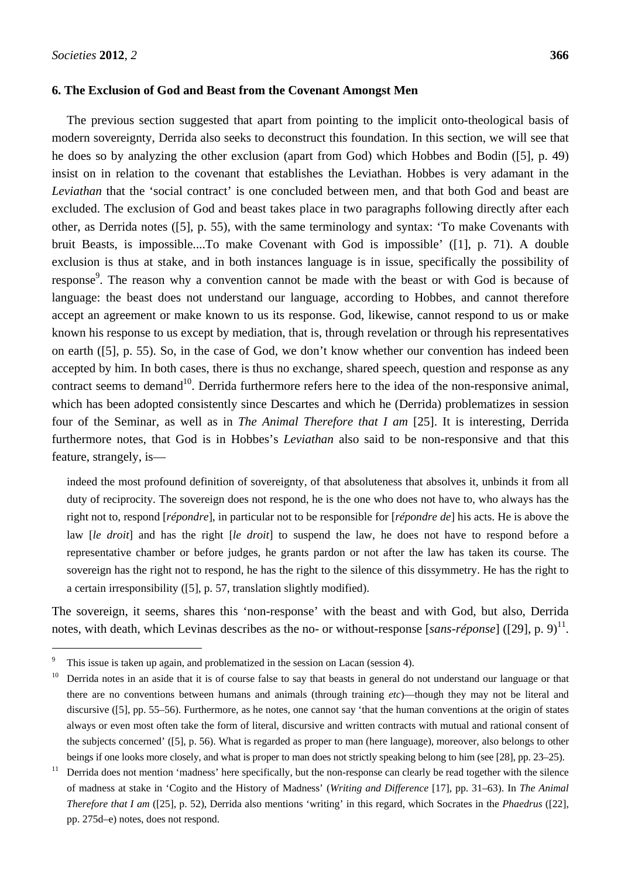## 6. The Exclusion of God and Beast from the Covenant Amongst Men

The previous section suggested that apart from pointing to the implicit onto-theological basis of modern sovereignty, Derrida also seeks to deconstruct this foundation. In this section, we will see that he does so by analyzing the other exclusion (apart from God) which Hobbes and Bodin ([5], p. 49) insist on in relation to the covenant that establishes the Leviathan. Hobbes is very adamant in the *Leviathan* that the 'social contract' is one concluded between men, and that both God and beast are excluded. The exclusion of God and beast takes place in two paragraphs following directly after each other, as Derrida notes ([5], p. 55), with the same terminology and syntax: 'To make Covenants with bruit Beasts, is impossible....To make Covenant with God is impossible' ([1], p. 71). A double exclusion is thus at stake, and in both instances language is in issue, specifically the possibility of response[9]. The reason why a convention cannot be made with the beast or with God is because of language: the beast does not understand our language, according to Hobbes, and cannot therefore accept an agreement or make known to us its response. God, likewise, cannot respond to us or make known his response to us except by mediation, that is, through revelation or through his representatives on earth ([5], p. 55). So, in the case of God, we don't know whether our convention has indeed been accepted by him. In both cases, there is thus no exchange, shared speech, question and response as any contract seems to demand[10]. Derrida furthermore refers here to the idea of the non-responsive animal, which has been adopted consistently since Descartes and which he (Derrida) problematizes in session four of the Seminar, as well as in *The Animal Therefore that I am* [25]. It is interesting, Derrida furthermore notes, that God is in Hobbes's *Leviathan* also said to be non-responsive and that this feature, strangely, is—

> indeed the most profound definition of sovereignty, of that absoluteness that absolves it, unbinds it from all duty of reciprocity. The sovereign does not respond, he is the one who does not have to, who always has the right not to, respond [*répondre*], in particular not to be responsible for [*répondre de*] his acts. He is above the law [*le droit*] and has the right [*le droit*] to suspend the law, he does not have to respond before a representative chamber or before judges, he grants pardon or not after the law has taken its course. The sovereign has the right not to respond, he has the right to the silence of this dissymmetry. He has the right to a certain irresponsibility ([5], p. 57, translation slightly modified).

The sovereign, it seems, shares this 'non-response' with the beast and with God, but also, Derrida notes, with death, which Levinas describes as the no- or without-response [*sans-réponse*] ([29], p. 9)[11].

---

[9] This issue is taken up again, and problematized in the session on Lacan (session 4).

[10] Derrida notes in an aside that it is of course false to say that beasts in general do not understand our language or that there are no conventions between humans and animals (through training *etc*)—though they may not be literal and discursive ([5], pp. 55–56). Furthermore, as he notes, one cannot say 'that the human conventions at the origin of states always or even most often take the form of literal, discursive and written contracts with mutual and rational consent of the subjects concerned' ([5], p. 56). What is regarded as proper to man (here language), moreover, also belongs to other beings if one looks more closely, and what is proper to man does not strictly speaking belong to him (see [28], pp. 23–25).

[11] Derrida does not mention 'madness' here specifically, but the non-response can clearly be read together with the silence of madness at stake in 'Cogito and the History of Madness' (*Writing and Difference* [17], pp. 31–63). In *The Animal Therefore that I am* ([25], p. 52), Derrida also mentions 'writing' in this regard, which Socrates in the *Phaedrus* ([22], pp. 275d–e) notes, does not respond.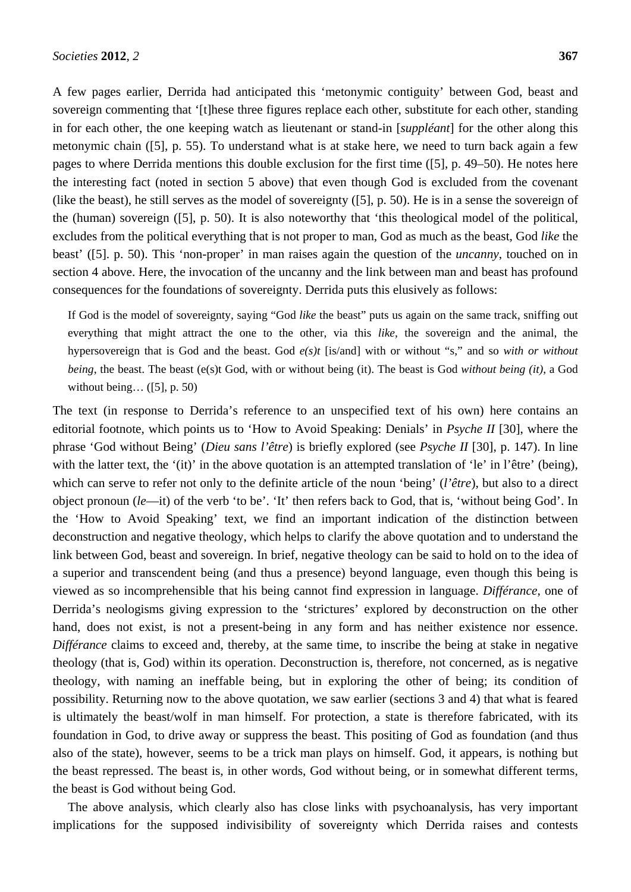A few pages earlier, Derrida had anticipated this 'metonymic contiguity' between God, beast and sovereign commenting that '[t]hese three figures replace each other, substitute for each other, standing in for each other, the one keeping watch as lieutenant or stand-in [*suppléant*] for the other along this metonymic chain ([5], p. 55). To understand what is at stake here, we need to turn back again a few pages to where Derrida mentions this double exclusion for the first time ([5], p. 49–50). He notes here the interesting fact (noted in section 5 above) that even though God is excluded from the covenant (like the beast), he still serves as the model of sovereignty ([5], p. 50). He is in a sense the sovereign of the (human) sovereign ([5], p. 50). It is also noteworthy that 'this theological model of the political, excludes from the political everything that is not proper to man, God as much as the beast, God *like* the beast' ([5]. p. 50). This 'non-proper' in man raises again the question of the *uncanny*, touched on in section 4 above. Here, the invocation of the uncanny and the link between man and beast has profound consequences for the foundations of sovereignty. Derrida puts this elusively as follows:

> If God is the model of sovereignty, saying "God *like* the beast" puts us again on the same track, sniffing out everything that might attract the one to the other, via this *like*, the sovereign and the animal, the hypersovereign that is God and the beast. God *e(s)t* [is/and] with or without "s," and so *with or without being*, the beast. The beast (e(s)t God, with or without being (it). The beast is God *without being (it)*, a God without being… ([5], p. 50)

The text (in response to Derrida's reference to an unspecified text of his own) here contains an editorial footnote, which points us to 'How to Avoid Speaking: Denials' in *Psyche II* [30], where the phrase 'God without Being' (*Dieu sans l'être*) is briefly explored (see *Psyche II* [30], p. 147). In line with the latter text, the '(it)' in the above quotation is an attempted translation of 'le' in l'être' (being), which can serve to refer not only to the definite article of the noun 'being' (*l'être*), but also to a direct object pronoun (*le*—it) of the verb 'to be'. 'It' then refers back to God, that is, 'without being God'. In the 'How to Avoid Speaking' text, we find an important indication of the distinction between deconstruction and negative theology, which helps to clarify the above quotation and to understand the link between God, beast and sovereign. In brief, negative theology can be said to hold on to the idea of a superior and transcendent being (and thus a presence) beyond language, even though this being is viewed as so incomprehensible that his being cannot find expression in language. *Différance*, one of Derrida's neologisms giving expression to the 'strictures' explored by deconstruction on the other hand, does not exist, is not a present-being in any form and has neither existence nor essence. *Différance* claims to exceed and, thereby, at the same time, to inscribe the being at stake in negative theology (that is, God) within its operation. Deconstruction is, therefore, not concerned, as is negative theology, with naming an ineffable being, but in exploring the other of being; its condition of possibility. Returning now to the above quotation, we saw earlier (sections 3 and 4) that what is feared is ultimately the beast/wolf in man himself. For protection, a state is therefore fabricated, with its foundation in God, to drive away or suppress the beast. This positing of God as foundation (and thus also of the state), however, seems to be a trick man plays on himself. God, it appears, is nothing but the beast repressed. The beast is, in other words, God without being, or in somewhat different terms, the beast is God without being God.

The above analysis, which clearly also has close links with psychoanalysis, has very important implications for the supposed indivisibility of sovereignty which Derrida raises and contests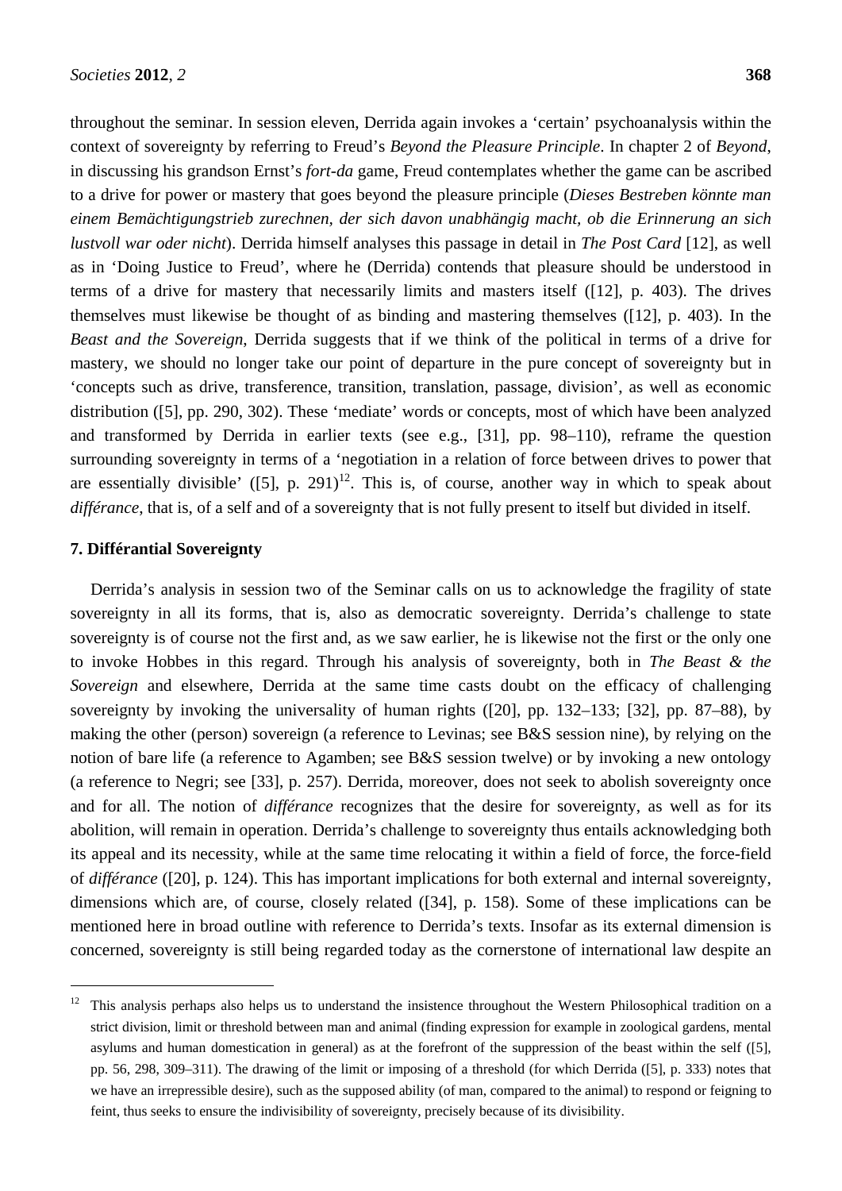throughout the seminar. In session eleven, Derrida again invokes a 'certain' psychoanalysis within the context of sovereignty by referring to Freud's *Beyond the Pleasure Principle*. In chapter 2 of *Beyond*, in discussing his grandson Ernst's *fort-da* game, Freud contemplates whether the game can be ascribed to a drive for power or mastery that goes beyond the pleasure principle (*Dieses Bestreben könnte man einem Bemächtigungstrieb zurechnen, der sich davon unabhängig macht, ob die Erinnerung an sich lustvoll war oder nicht*). Derrida himself analyses this passage in detail in *The Post Card* [12], as well as in 'Doing Justice to Freud', where he (Derrida) contends that pleasure should be understood in terms of a drive for mastery that necessarily limits and masters itself ([12], p. 403). The drives themselves must likewise be thought of as binding and mastering themselves ([12], p. 403). In the *Beast and the Sovereign*, Derrida suggests that if we think of the political in terms of a drive for mastery, we should no longer take our point of departure in the pure concept of sovereignty but in 'concepts such as drive, transference, transition, translation, passage, division', as well as economic distribution ([5], pp. 290, 302). These 'mediate' words or concepts, most of which have been analyzed and transformed by Derrida in earlier texts (see e.g., [31], pp. 98–110), reframe the question surrounding sovereignty in terms of a 'negotiation in a relation of force between drives to power that are essentially divisible' ([5], p. 291)[12]. This is, of course, another way in which to speak about *différance*, that is, of a self and of a sovereignty that is not fully present to itself but divided in itself.

## 7. Différantial Sovereignty

Derrida's analysis in session two of the Seminar calls on us to acknowledge the fragility of state sovereignty in all its forms, that is, also as democratic sovereignty. Derrida's challenge to state sovereignty is of course not the first and, as we saw earlier, he is likewise not the first or the only one to invoke Hobbes in this regard. Through his analysis of sovereignty, both in *The Beast & the Sovereign* and elsewhere, Derrida at the same time casts doubt on the efficacy of challenging sovereignty by invoking the universality of human rights ([20], pp. 132–133; [32], pp. 87–88), by making the other (person) sovereign (a reference to Levinas; see B&S session nine), by relying on the notion of bare life (a reference to Agamben; see B&S session twelve) or by invoking a new ontology (a reference to Negri; see [33], p. 257). Derrida, moreover, does not seek to abolish sovereignty once and for all. The notion of *différance* recognizes that the desire for sovereignty, as well as for its abolition, will remain in operation. Derrida's challenge to sovereignty thus entails acknowledging both its appeal and its necessity, while at the same time relocating it within a field of force, the force-field of *différance* ([20], p. 124). This has important implications for both external and internal sovereignty, dimensions which are, of course, closely related ([34], p. 158). Some of these implications can be mentioned here in broad outline with reference to Derrida's texts. Insofar as its external dimension is concerned, sovereignty is still being regarded today as the cornerstone of international law despite an

---

[12] This analysis perhaps also helps us to understand the insistence throughout the Western Philosophical tradition on a strict division, limit or threshold between man and animal (finding expression for example in zoological gardens, mental asylums and human domestication in general) as at the forefront of the suppression of the beast within the self ([5], pp. 56, 298, 309–311). The drawing of the limit or imposing of a threshold (for which Derrida ([5], p. 333) notes that we have an irrepressible desire), such as the supposed ability (of man, compared to the animal) to respond or feigning to feint, thus seeks to ensure the indivisibility of sovereignty, precisely because of its divisibility.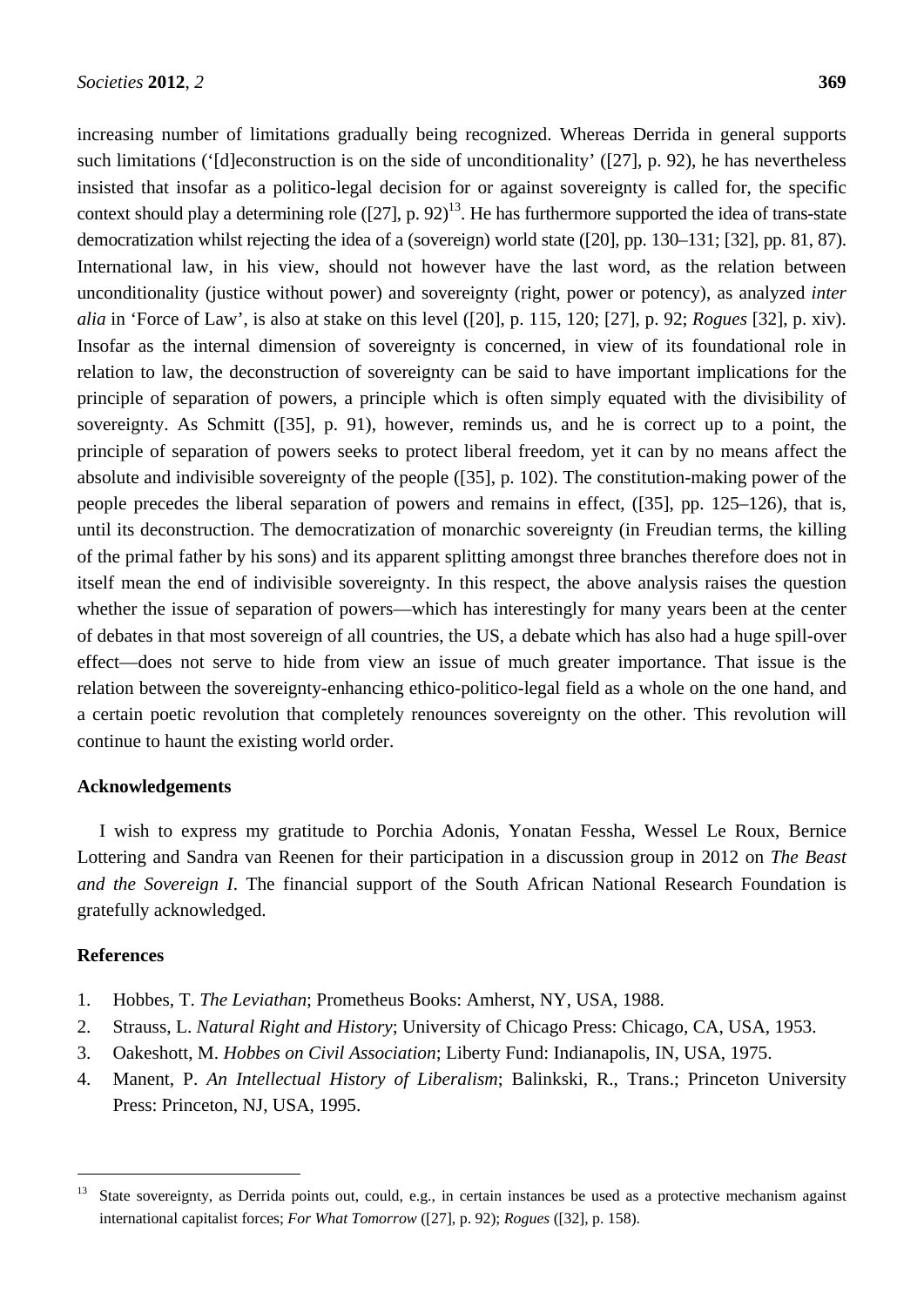increasing number of limitations gradually being recognized. Whereas Derrida in general supports such limitations ('[d]econstruction is on the side of unconditionality' ([27], p. 92), he has nevertheless insisted that insofar as a politico-legal decision for or against sovereignty is called for, the specific context should play a determining role ([27], p. 92)[13]. He has furthermore supported the idea of trans-state democratization whilst rejecting the idea of a (sovereign) world state ([20], pp. 130–131; [32], pp. 81, 87). International law, in his view, should not however have the last word, as the relation between unconditionality (justice without power) and sovereignty (right, power or potency), as analyzed *inter alia* in 'Force of Law', is also at stake on this level ([20], p. 115, 120; [27], p. 92; *Rogues* [32], p. xiv). Insofar as the internal dimension of sovereignty is concerned, in view of its foundational role in relation to law, the deconstruction of sovereignty can be said to have important implications for the principle of separation of powers, a principle which is often simply equated with the divisibility of sovereignty. As Schmitt ([35], p. 91), however, reminds us, and he is correct up to a point, the principle of separation of powers seeks to protect liberal freedom, yet it can by no means affect the absolute and indivisible sovereignty of the people ([35], p. 102). The constitution-making power of the people precedes the liberal separation of powers and remains in effect, ([35], pp. 125–126), that is, until its deconstruction. The democratization of monarchic sovereignty (in Freudian terms, the killing of the primal father by his sons) and its apparent splitting amongst three branches therefore does not in itself mean the end of indivisible sovereignty. In this respect, the above analysis raises the question whether the issue of separation of powers—which has interestingly for many years been at the center of debates in that most sovereign of all countries, the US, a debate which has also had a huge spill-over effect—does not serve to hide from view an issue of much greater importance. That issue is the relation between the sovereignty-enhancing ethico-politico-legal field as a whole on the one hand, and a certain poetic revolution that completely renounces sovereignty on the other. This revolution will continue to haunt the existing world order.

## Acknowledgements

I wish to express my gratitude to Porchia Adonis, Yonatan Fessha, Wessel Le Roux, Bernice Lottering and Sandra van Reenen for their participation in a discussion group in 2012 on *The Beast and the Sovereign I*. The financial support of the South African National Research Foundation is gratefully acknowledged.

## References

1. Hobbes, T. *The Leviathan*; Prometheus Books: Amherst, NY, USA, 1988.
2. Strauss, L. *Natural Right and History*; University of Chicago Press: Chicago, CA, USA, 1953.
3. Oakeshott, M. *Hobbes on Civil Association*; Liberty Fund: Indianapolis, IN, USA, 1975.
4. Manent, P. *An Intellectual History of Liberalism*; Balinkski, R., Trans.; Princeton University Press: Princeton, NJ, USA, 1995.

[13] State sovereignty, as Derrida points out, could, e.g., in certain instances be used as a protective mechanism against international capitalist forces; *For What Tomorrow* ([27], p. 92); *Rogues* ([32], p. 158).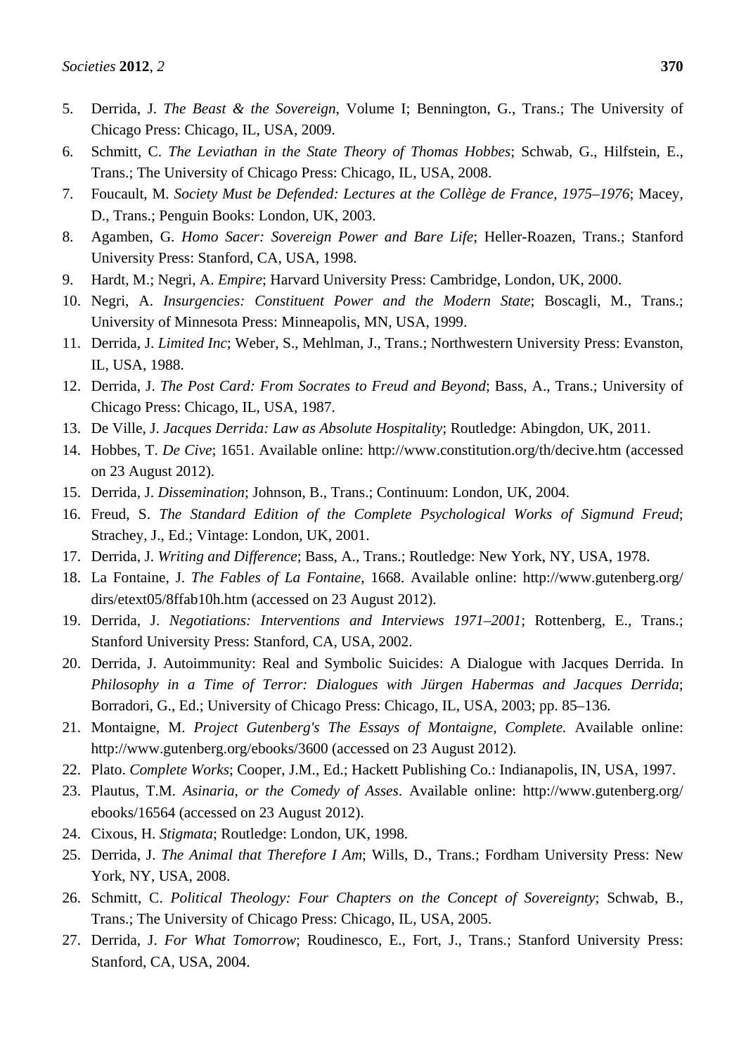5. Derrida, J. *The Beast & the Sovereign*, Volume I; Bennington, G., Trans.; The University of Chicago Press: Chicago, IL, USA, 2009.
6. Schmitt, C. *The Leviathan in the State Theory of Thomas Hobbes*; Schwab, G., Hilfstein, E., Trans.; The University of Chicago Press: Chicago, IL, USA, 2008.
7. Foucault, M. *Society Must be Defended: Lectures at the Collège de France, 1975–1976*; Macey, D., Trans.; Penguin Books: London, UK, 2003.
8. Agamben, G. *Homo Sacer: Sovereign Power and Bare Life*; Heller-Roazen, Trans.; Stanford University Press: Stanford, CA, USA, 1998.
9. Hardt, M.; Negri, A. *Empire*; Harvard University Press: Cambridge, London, UK, 2000.
10. Negri, A. *Insurgencies: Constituent Power and the Modern State*; Boscagli, M., Trans.; University of Minnesota Press: Minneapolis, MN, USA, 1999.
11. Derrida, J. *Limited Inc*; Weber, S., Mehlman, J., Trans.; Northwestern University Press: Evanston, IL, USA, 1988.
12. Derrida, J. *The Post Card: From Socrates to Freud and Beyond*; Bass, A., Trans.; University of Chicago Press: Chicago, IL, USA, 1987.
13. De Ville, J. *Jacques Derrida: Law as Absolute Hospitality*; Routledge: Abingdon, UK, 2011.
14. Hobbes, T. *De Cive*; 1651. Available online: http://www.constitution.org/th/decive.htm (accessed on 23 August 2012).
15. Derrida, J. *Dissemination*; Johnson, B., Trans.; Continuum: London, UK, 2004.
16. Freud, S. *The Standard Edition of the Complete Psychological Works of Sigmund Freud*; Strachey, J., Ed.; Vintage: London, UK, 2001.
17. Derrida, J. *Writing and Difference*; Bass, A., Trans.; Routledge: New York, NY, USA, 1978.
18. La Fontaine, J. *The Fables of La Fontaine*, 1668. Available online: http://www.gutenberg.org/dirs/etext05/8ffab10h.htm (accessed on 23 August 2012).
19. Derrida, J. *Negotiations: Interventions and Interviews 1971–2001*; Rottenberg, E., Trans.; Stanford University Press: Stanford, CA, USA, 2002.
20. Derrida, J. Autoimmunity: Real and Symbolic Suicides: A Dialogue with Jacques Derrida. In *Philosophy in a Time of Terror: Dialogues with Jürgen Habermas and Jacques Derrida*; Borradori, G., Ed.; University of Chicago Press: Chicago, IL, USA, 2003; pp. 85–136.
21. Montaigne, M. *Project Gutenberg's The Essays of Montaigne, Complete.* Available online: http://www.gutenberg.org/ebooks/3600 (accessed on 23 August 2012).
22. Plato. *Complete Works*; Cooper, J.M., Ed.; Hackett Publishing Co.: Indianapolis, IN, USA, 1997.
23. Plautus, T.M. *Asinaria, or the Comedy of Asses*. Available online: http://www.gutenberg.org/ebooks/16564 (accessed on 23 August 2012).
24. Cixous, H. *Stigmata*; Routledge: London, UK, 1998.
25. Derrida, J. *The Animal that Therefore I Am*; Wills, D., Trans.; Fordham University Press: New York, NY, USA, 2008.
26. Schmitt, C. *Political Theology: Four Chapters on the Concept of Sovereignty*; Schwab, B., Trans.; The University of Chicago Press: Chicago, IL, USA, 2005.
27. Derrida, J. *For What Tomorrow*; Roudinesco, E., Fort, J., Trans.; Stanford University Press: Stanford, CA, USA, 2004.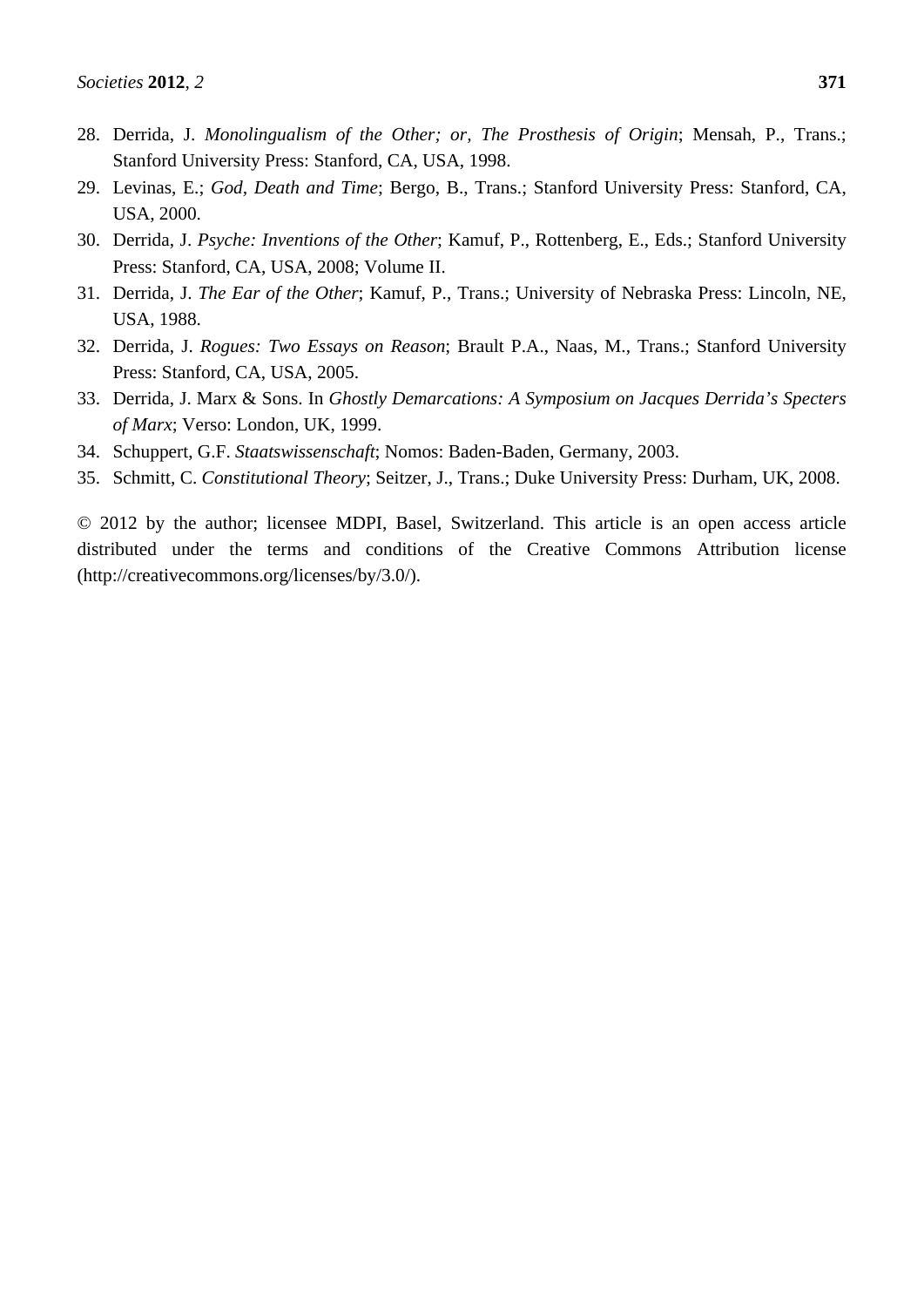28. Derrida, J. *Monolingualism of the Other; or, The Prosthesis of Origin*; Mensah, P., Trans.; Stanford University Press: Stanford, CA, USA, 1998.
29. Levinas, E.; *God, Death and Time*; Bergo, B., Trans.; Stanford University Press: Stanford, CA, USA, 2000.
30. Derrida, J. *Psyche: Inventions of the Other*; Kamuf, P., Rottenberg, E., Eds.; Stanford University Press: Stanford, CA, USA, 2008; Volume II.
31. Derrida, J. *The Ear of the Other*; Kamuf, P., Trans.; University of Nebraska Press: Lincoln, NE, USA, 1988.
32. Derrida, J. *Rogues: Two Essays on Reason*; Brault P.A., Naas, M., Trans.; Stanford University Press: Stanford, CA, USA, 2005.
33. Derrida, J. Marx & Sons. In *Ghostly Demarcations: A Symposium on Jacques Derrida's Specters of Marx*; Verso: London, UK, 1999.
34. Schuppert, G.F. *Staatswissenschaft*; Nomos: Baden-Baden, Germany, 2003.
35. Schmitt, C. *Constitutional Theory*; Seitzer, J., Trans.; Duke University Press: Durham, UK, 2008.

© 2012 by the author; licensee MDPI, Basel, Switzerland. This article is an open access article distributed under the terms and conditions of the Creative Commons Attribution license (http://creativecommons.org/licenses/by/3.0/).